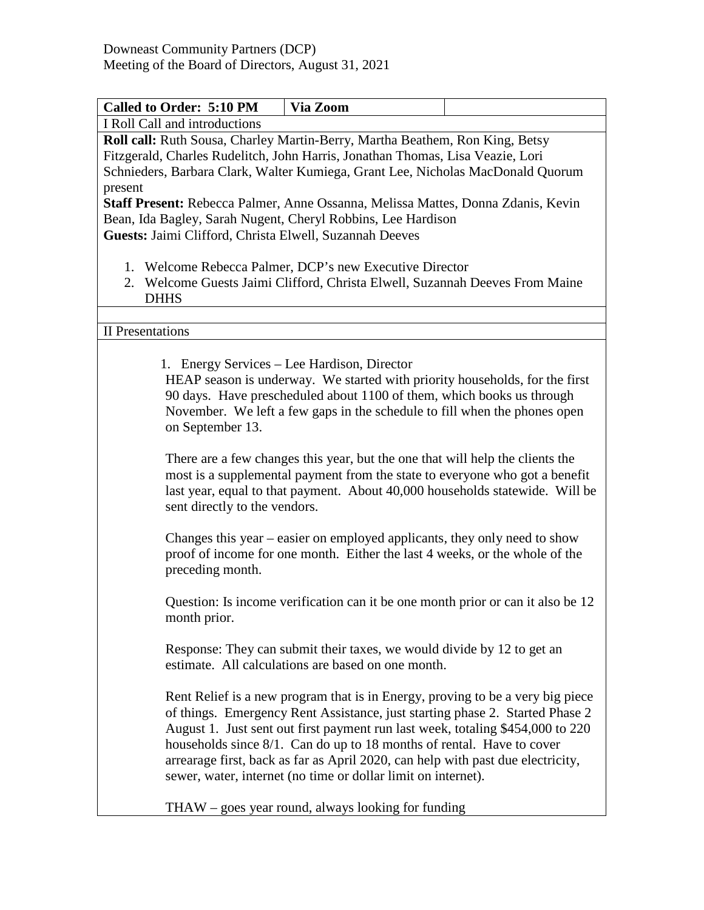Downeast Community Partners (DCP)
Meeting of the Board of Directors, August 31, 2021

| Called to Order: 5:10 PM | Via Zoom | |
|---|---|---|

I Roll Call and introductions

**Roll call:** Ruth Sousa, Charley Martin-Berry, Martha Beathem, Ron King, Betsy Fitzgerald, Charles Rudelitch, John Harris, Jonathan Thomas, Lisa Veazie, Lori Schnieders, Barbara Clark, Walter Kumiega, Grant Lee, Nicholas MacDonald Quorum present

**Staff Present:** Rebecca Palmer, Anne Ossanna, Melissa Mattes, Donna Zdanis, Kevin Bean, Ida Bagley, Sarah Nugent, Cheryl Robbins, Lee Hardison

**Guests:** Jaimi Clifford, Christa Elwell, Suzannah Deeves

1. Welcome Rebecca Palmer, DCP's new Executive Director
2. Welcome Guests Jaimi Clifford, Christa Elwell, Suzannah Deeves From Maine DHHS

II Presentations

1. Energy Services – Lee Hardison, Director

HEAP season is underway. We started with priority households, for the first 90 days. Have prescheduled about 1100 of them, which books us through November. We left a few gaps in the schedule to fill when the phones open on September 13.

There are a few changes this year, but the one that will help the clients the most is a supplemental payment from the state to everyone who got a benefit last year, equal to that payment. About 40,000 households statewide. Will be sent directly to the vendors.

Changes this year – easier on employed applicants, they only need to show proof of income for one month. Either the last 4 weeks, or the whole of the preceding month.

Question: Is income verification can it be one month prior or can it also be 12 month prior.

Response: They can submit their taxes, we would divide by 12 to get an estimate. All calculations are based on one month.

Rent Relief is a new program that is in Energy, proving to be a very big piece of things. Emergency Rent Assistance, just starting phase 2. Started Phase 2 August 1. Just sent out first payment run last week, totaling $454,000 to 220 households since 8/1. Can do up to 18 months of rental. Have to cover arrearage first, back as far as April 2020, can help with past due electricity, sewer, water, internet (no time or dollar limit on internet).

THAW – goes year round, always looking for funding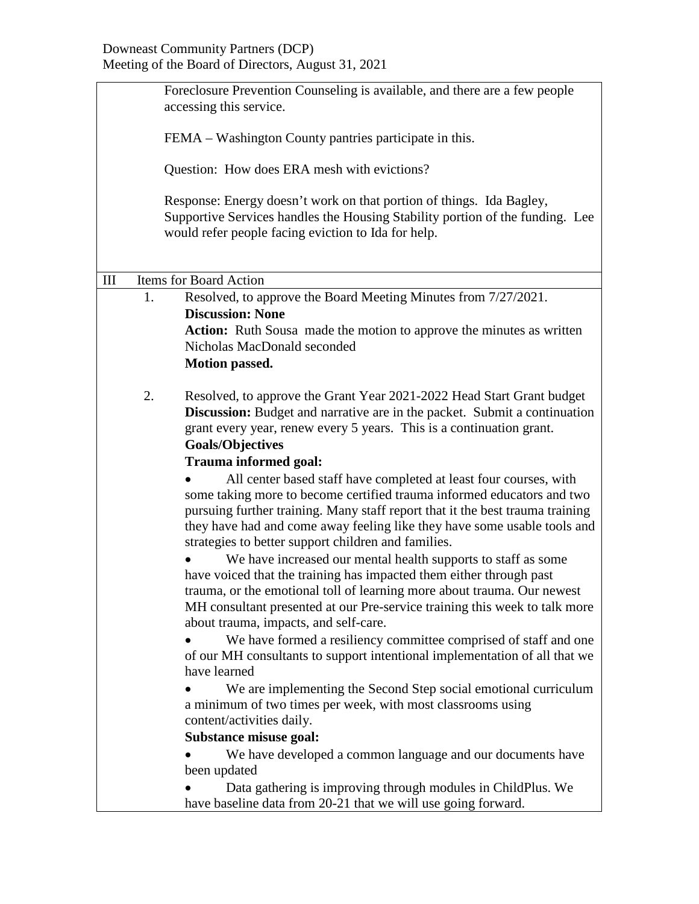Foreclosure Prevention Counseling is available, and there are a few people accessing this service.

FEMA – Washington County pantries participate in this.

Question: How does ERA mesh with evictions?

Response: Energy doesn't work on that portion of things. Ida Bagley, Supportive Services handles the Housing Stability portion of the funding. Lee would refer people facing eviction to Ida for help.

## III Items for Board Action

1. Resolved, to approve the Board Meeting Minutes from 7/27/2021.
   **Discussion: None**
   **Action:** Ruth Sousa made the motion to approve the minutes as written Nicholas MacDonald seconded
   **Motion passed.**

2. Resolved, to approve the Grant Year 2021-2022 Head Start Grant budget
   **Discussion:** Budget and narrative are in the packet. Submit a continuation grant every year, renew every 5 years. This is a continuation grant.
   **Goals/Objectives**
   **Trauma informed goal:**
   - All center based staff have completed at least four courses, with some taking more to become certified trauma informed educators and two pursuing further training. Many staff report that it the best trauma training they have had and come away feeling like they have some usable tools and strategies to better support children and families.
   - We have increased our mental health supports to staff as some have voiced that the training has impacted them either through past trauma, or the emotional toll of learning more about trauma. Our newest MH consultant presented at our Pre-service training this week to talk more about trauma, impacts, and self-care.
   - We have formed a resiliency committee comprised of staff and one of our MH consultants to support intentional implementation of all that we have learned
   - We are implementing the Second Step social emotional curriculum a minimum of two times per week, with most classrooms using content/activities daily.

   **Substance misuse goal:**
   - We have developed a common language and our documents have been updated
   - Data gathering is improving through modules in ChildPlus. We have baseline data from 20-21 that we will use going forward.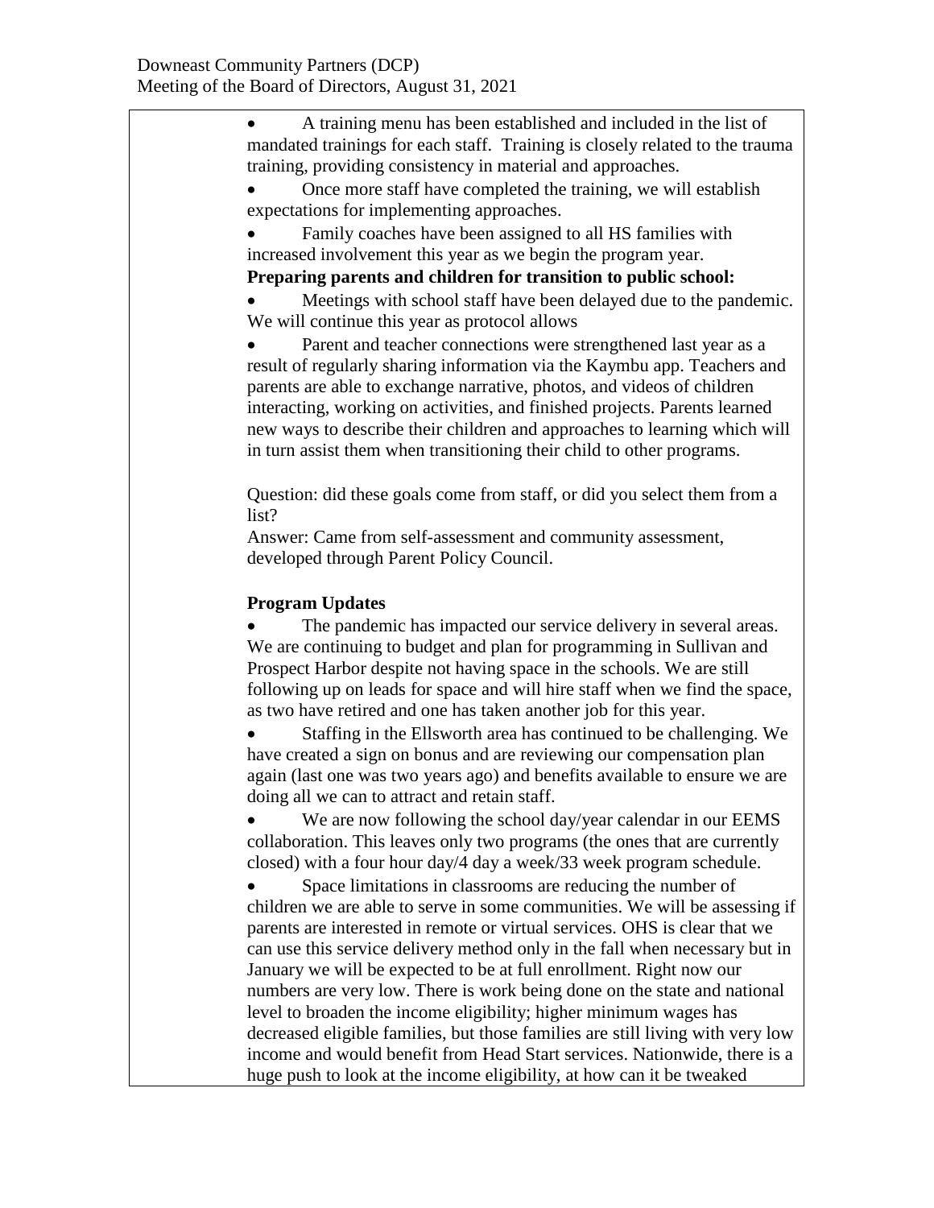- A training menu has been established and included in the list of mandated trainings for each staff. Training is closely related to the trauma training, providing consistency in material and approaches.
- Once more staff have completed the training, we will establish expectations for implementing approaches.
- Family coaches have been assigned to all HS families with increased involvement this year as we begin the program year.

**Preparing parents and children for transition to public school:**

- Meetings with school staff have been delayed due to the pandemic. We will continue this year as protocol allows
- Parent and teacher connections were strengthened last year as a result of regularly sharing information via the Kaymbu app. Teachers and parents are able to exchange narrative, photos, and videos of children interacting, working on activities, and finished projects. Parents learned new ways to describe their children and approaches to learning which will in turn assist them when transitioning their child to other programs.

Question: did these goals come from staff, or did you select them from a list?
Answer: Came from self-assessment and community assessment, developed through Parent Policy Council.

**Program Updates**

- The pandemic has impacted our service delivery in several areas. We are continuing to budget and plan for programming in Sullivan and Prospect Harbor despite not having space in the schools. We are still following up on leads for space and will hire staff when we find the space, as two have retired and one has taken another job for this year.
- Staffing in the Ellsworth area has continued to be challenging. We have created a sign on bonus and are reviewing our compensation plan again (last one was two years ago) and benefits available to ensure we are doing all we can to attract and retain staff.
- We are now following the school day/year calendar in our EEMS collaboration. This leaves only two programs (the ones that are currently closed) with a four hour day/4 day a week/33 week program schedule.
- Space limitations in classrooms are reducing the number of children we are able to serve in some communities. We will be assessing if parents are interested in remote or virtual services. OHS is clear that we can use this service delivery method only in the fall when necessary but in January we will be expected to be at full enrollment. Right now our numbers are very low. There is work being done on the state and national level to broaden the income eligibility; higher minimum wages has decreased eligible families, but those families are still living with very low income and would benefit from Head Start services. Nationwide, there is a huge push to look at the income eligibility, at how can it be tweaked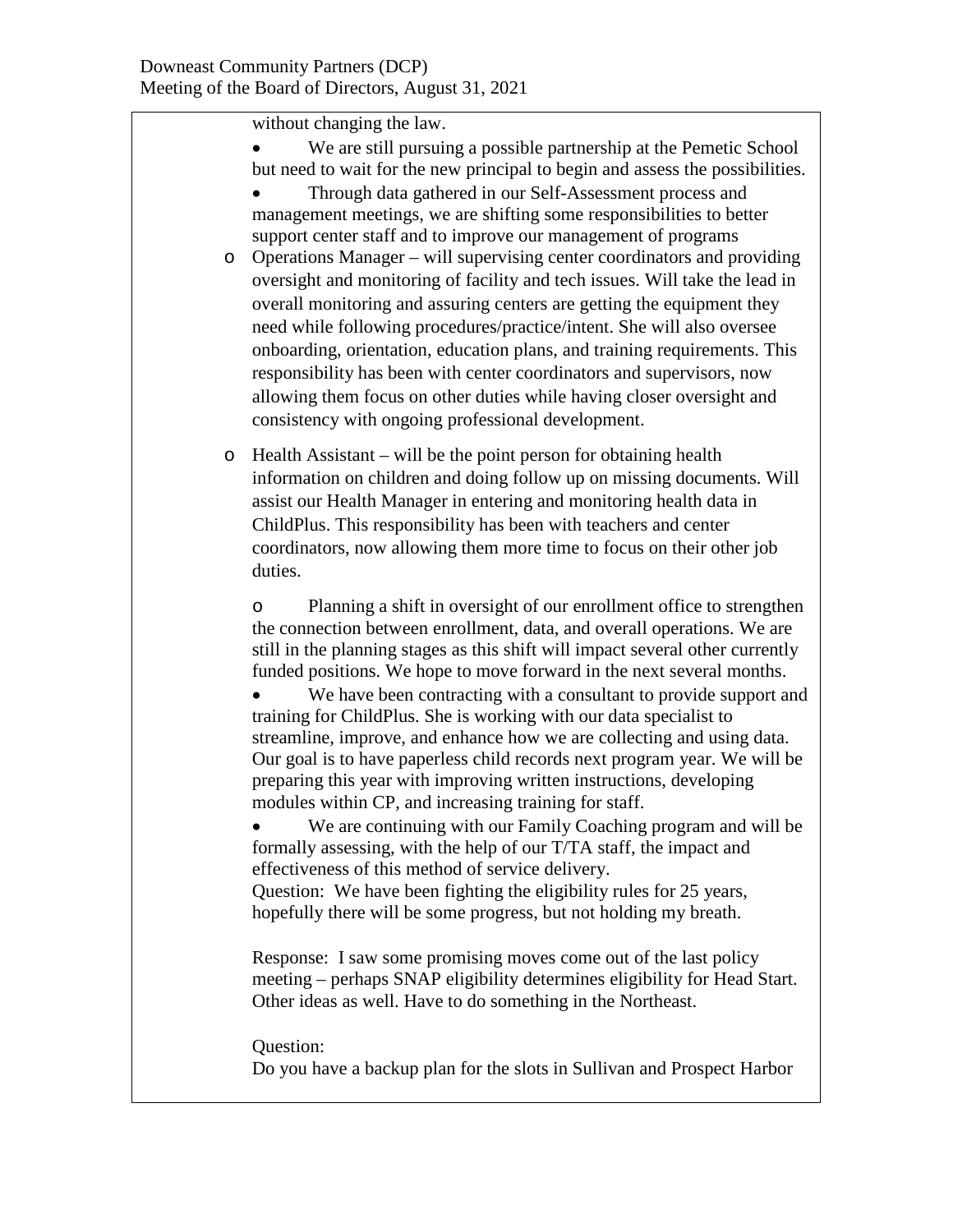without changing the law.

- We are still pursuing a possible partnership at the Pemetic School but need to wait for the new principal to begin and assess the possibilities.
- Through data gathered in our Self-Assessment process and management meetings, we are shifting some responsibilities to better support center staff and to improve our management of programs
  - Operations Manager – will supervising center coordinators and providing oversight and monitoring of facility and tech issues. Will take the lead in overall monitoring and assuring centers are getting the equipment they need while following procedures/practice/intent. She will also oversee onboarding, orientation, education plans, and training requirements. This responsibility has been with center coordinators and supervisors, now allowing them focus on other duties while having closer oversight and consistency with ongoing professional development.
  - Health Assistant – will be the point person for obtaining health information on children and doing follow up on missing documents. Will assist our Health Manager in entering and monitoring health data in ChildPlus. This responsibility has been with teachers and center coordinators, now allowing them more time to focus on their other job duties.
  - Planning a shift in oversight of our enrollment office to strengthen the connection between enrollment, data, and overall operations. We are still in the planning stages as this shift will impact several other currently funded positions. We hope to move forward in the next several months.
- We have been contracting with a consultant to provide support and training for ChildPlus. She is working with our data specialist to streamline, improve, and enhance how we are collecting and using data. Our goal is to have paperless child records next program year. We will be preparing this year with improving written instructions, developing modules within CP, and increasing training for staff.
- We are continuing with our Family Coaching program and will be formally assessing, with the help of our T/TA staff, the impact and effectiveness of this method of service delivery.

Question: We have been fighting the eligibility rules for 25 years, hopefully there will be some progress, but not holding my breath.

Response: I saw some promising moves come out of the last policy meeting – perhaps SNAP eligibility determines eligibility for Head Start. Other ideas as well. Have to do something in the Northeast.

Question:
Do you have a backup plan for the slots in Sullivan and Prospect Harbor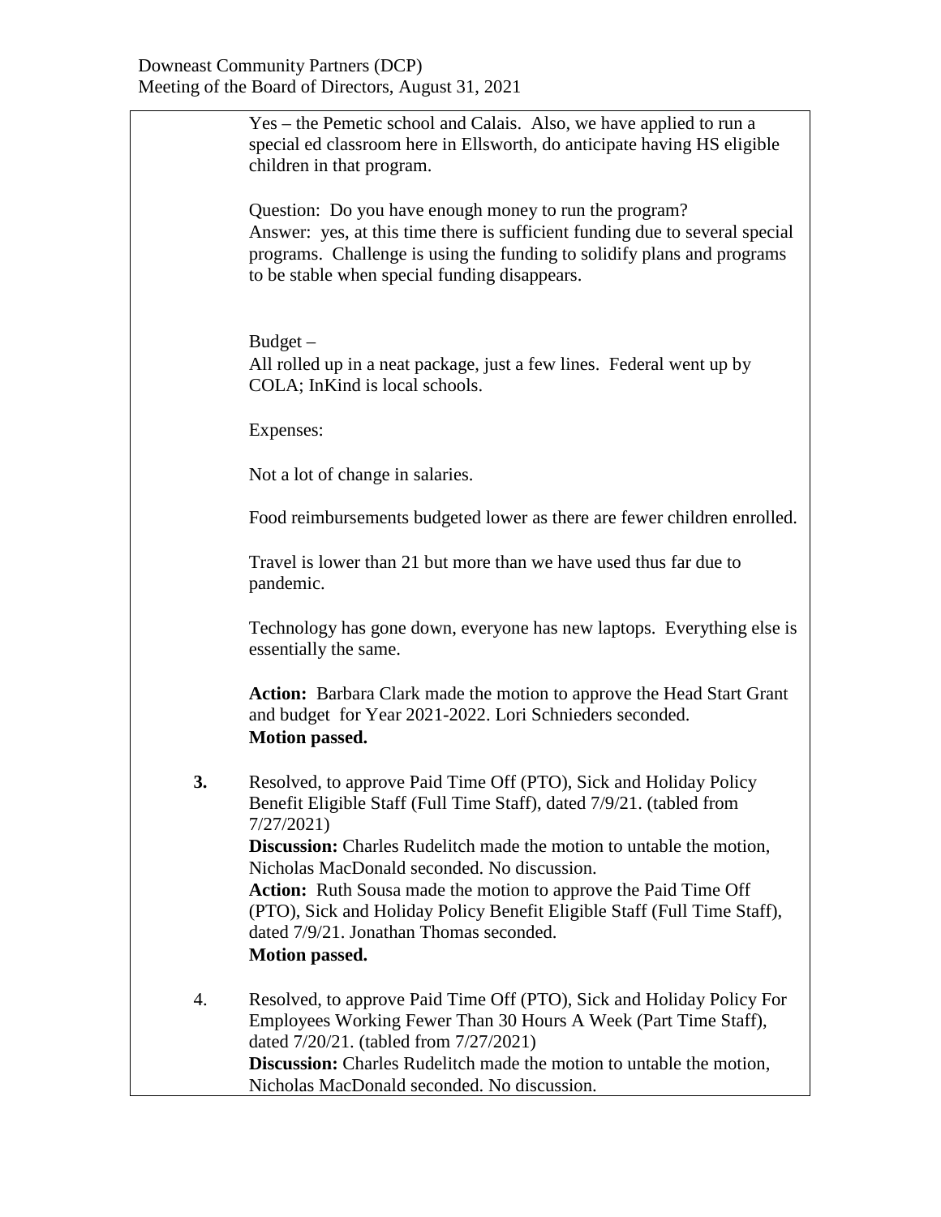Yes – the Pemetic school and Calais. Also, we have applied to run a special ed classroom here in Ellsworth, do anticipate having HS eligible children in that program.

Question: Do you have enough money to run the program?
Answer: yes, at this time there is sufficient funding due to several special programs. Challenge is using the funding to solidify plans and programs to be stable when special funding disappears.

Budget –
All rolled up in a neat package, just a few lines. Federal went up by COLA; InKind is local schools.

Expenses:

Not a lot of change in salaries.

Food reimbursements budgeted lower as there are fewer children enrolled.

Travel is lower than 21 but more than we have used thus far due to pandemic.

Technology has gone down, everyone has new laptops. Everything else is essentially the same.

**Action:** Barbara Clark made the motion to approve the Head Start Grant and budget for Year 2021-2022. Lori Schnieders seconded.
**Motion passed.**

**3.** Resolved, to approve Paid Time Off (PTO), Sick and Holiday Policy Benefit Eligible Staff (Full Time Staff), dated 7/9/21. (tabled from 7/27/2021)
**Discussion:** Charles Rudelitch made the motion to untable the motion, Nicholas MacDonald seconded. No discussion.
**Action:** Ruth Sousa made the motion to approve the Paid Time Off (PTO), Sick and Holiday Policy Benefit Eligible Staff (Full Time Staff), dated 7/9/21. Jonathan Thomas seconded.
**Motion passed.**

4. Resolved, to approve Paid Time Off (PTO), Sick and Holiday Policy For Employees Working Fewer Than 30 Hours A Week (Part Time Staff), dated 7/20/21. (tabled from 7/27/2021)
**Discussion:** Charles Rudelitch made the motion to untable the motion, Nicholas MacDonald seconded. No discussion.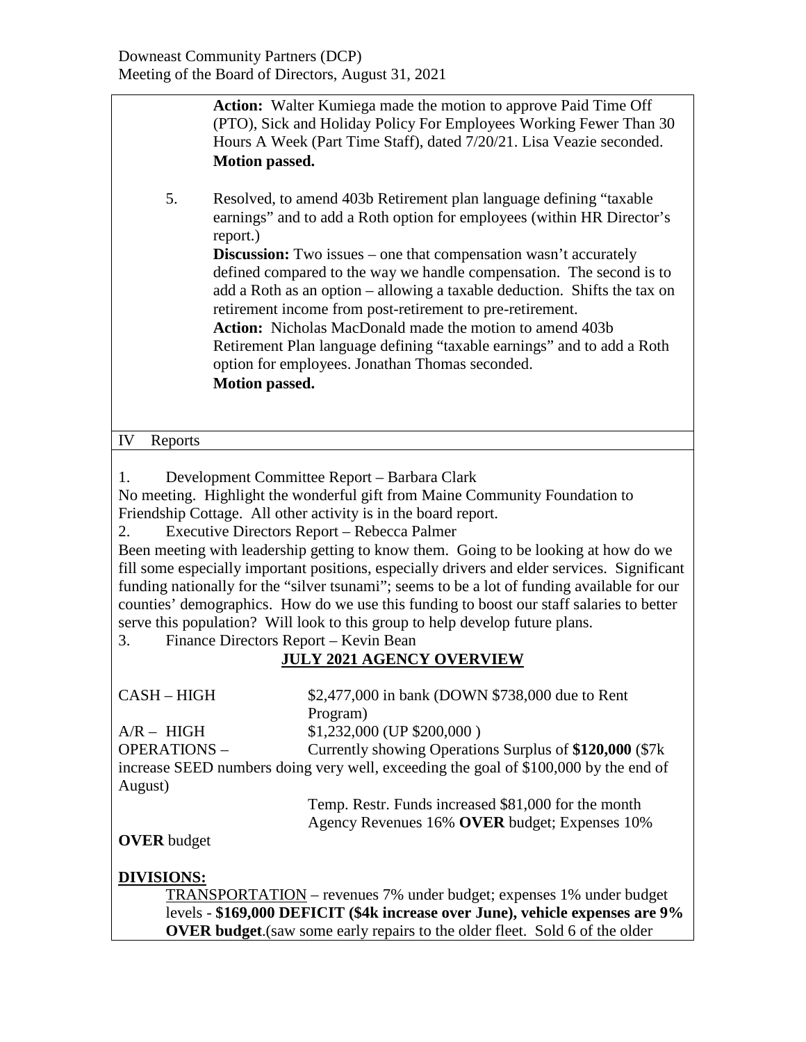**Action:** Walter Kumiega made the motion to approve Paid Time Off (PTO), Sick and Holiday Policy For Employees Working Fewer Than 30 Hours A Week (Part Time Staff), dated 7/20/21. Lisa Veazie seconded. **Motion passed.**

5. Resolved, to amend 403b Retirement plan language defining "taxable earnings" and to add a Roth option for employees (within HR Director's report.)
   **Discussion:** Two issues – one that compensation wasn't accurately defined compared to the way we handle compensation. The second is to add a Roth as an option – allowing a taxable deduction. Shifts the tax on retirement income from post-retirement to pre-retirement.
   **Action:** Nicholas MacDonald made the motion to amend 403b Retirement Plan language defining "taxable earnings" and to add a Roth option for employees. Jonathan Thomas seconded.
   **Motion passed.**

IV Reports

1. Development Committee Report – Barbara Clark

No meeting. Highlight the wonderful gift from Maine Community Foundation to Friendship Cottage. All other activity is in the board report.

2. Executive Directors Report – Rebecca Palmer

Been meeting with leadership getting to know them. Going to be looking at how do we fill some especially important positions, especially drivers and elder services. Significant funding nationally for the "silver tsunami"; seems to be a lot of funding available for our counties' demographics. How do we use this funding to boost our staff salaries to better serve this population? Will look to this group to help develop future plans.

3. Finance Directors Report – Kevin Bean

**<u>JULY 2021 AGENCY OVERVIEW</u>**

CASH – HIGH $2,477,000 in bank (DOWN $738,000 due to Rent Program)

A/R – HIGH $1,232,000 (UP $200,000 )

OPERATIONS – Currently showing Operations Surplus of **$120,000** ($7k increase SEED numbers doing very well, exceeding the goal of $100,000 by the end of August)

Temp. Restr. Funds increased $81,000 for the month

Agency Revenues 16% **OVER** budget; Expenses 10% **OVER** budget

**<u>DIVISIONS:</u>**

<u>TRANSPORTATION</u> – revenues 7% under budget; expenses 1% under budget levels - **$169,000 DEFICIT ($4k increase over June), vehicle expenses are 9% OVER budget**.(saw some early repairs to the older fleet. Sold 6 of the older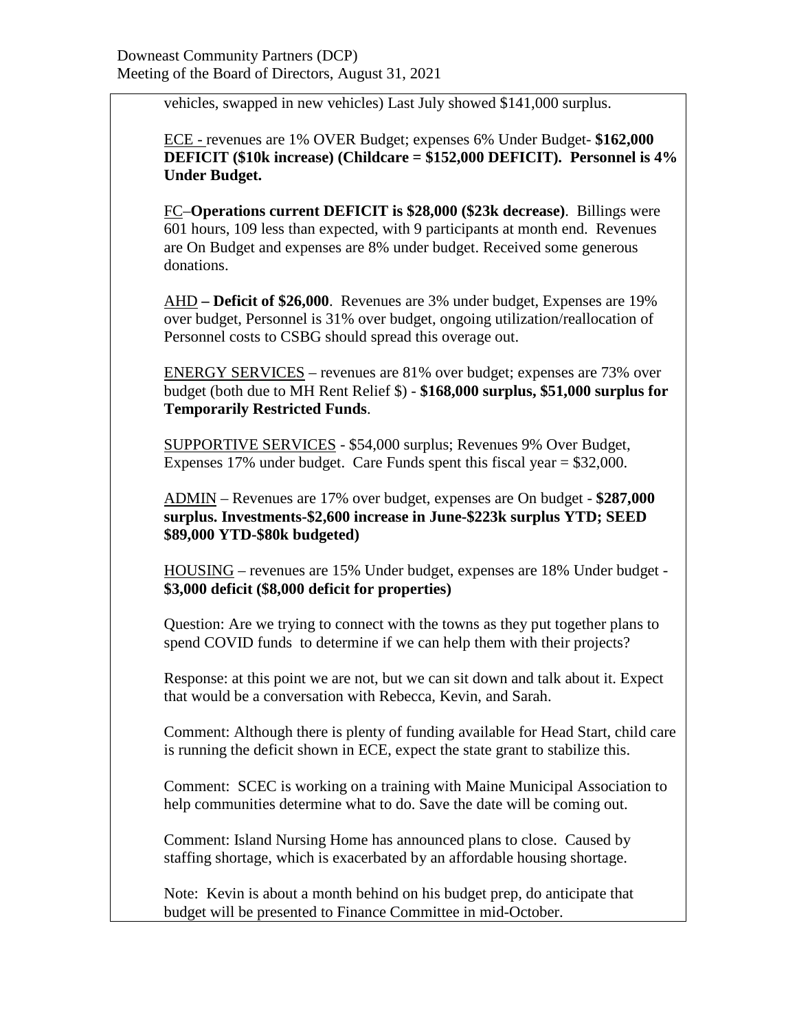vehicles, swapped in new vehicles) Last July showed $141,000 surplus.

ECE - revenues are 1% OVER Budget; expenses 6% Under Budget- **$162,000 DEFICIT ($10k increase) (Childcare = $152,000 DEFICIT). Personnel is 4% Under Budget.**

FC–**Operations current DEFICIT is $28,000 ($23k decrease)**. Billings were 601 hours, 109 less than expected, with 9 participants at month end. Revenues are On Budget and expenses are 8% under budget. Received some generous donations.

AHD **– Deficit of $26,000**. Revenues are 3% under budget, Expenses are 19% over budget, Personnel is 31% over budget, ongoing utilization/reallocation of Personnel costs to CSBG should spread this overage out.

ENERGY SERVICES – revenues are 81% over budget; expenses are 73% over budget (both due to MH Rent Relief $) - **$168,000 surplus, $51,000 surplus for Temporarily Restricted Funds**.

SUPPORTIVE SERVICES - $54,000 surplus; Revenues 9% Over Budget, Expenses 17% under budget. Care Funds spent this fiscal year = $32,000.

ADMIN – Revenues are 17% over budget, expenses are On budget - **$287,000 surplus. Investments-$2,600 increase in June-$223k surplus YTD; SEED $89,000 YTD-$80k budgeted)**

HOUSING – revenues are 15% Under budget, expenses are 18% Under budget - **$3,000 deficit ($8,000 deficit for properties)**

Question: Are we trying to connect with the towns as they put together plans to spend COVID funds to determine if we can help them with their projects?

Response: at this point we are not, but we can sit down and talk about it. Expect that would be a conversation with Rebecca, Kevin, and Sarah.

Comment: Although there is plenty of funding available for Head Start, child care is running the deficit shown in ECE, expect the state grant to stabilize this.

Comment: SCEC is working on a training with Maine Municipal Association to help communities determine what to do. Save the date will be coming out.

Comment: Island Nursing Home has announced plans to close. Caused by staffing shortage, which is exacerbated by an affordable housing shortage.

Note: Kevin is about a month behind on his budget prep, do anticipate that budget will be presented to Finance Committee in mid-October.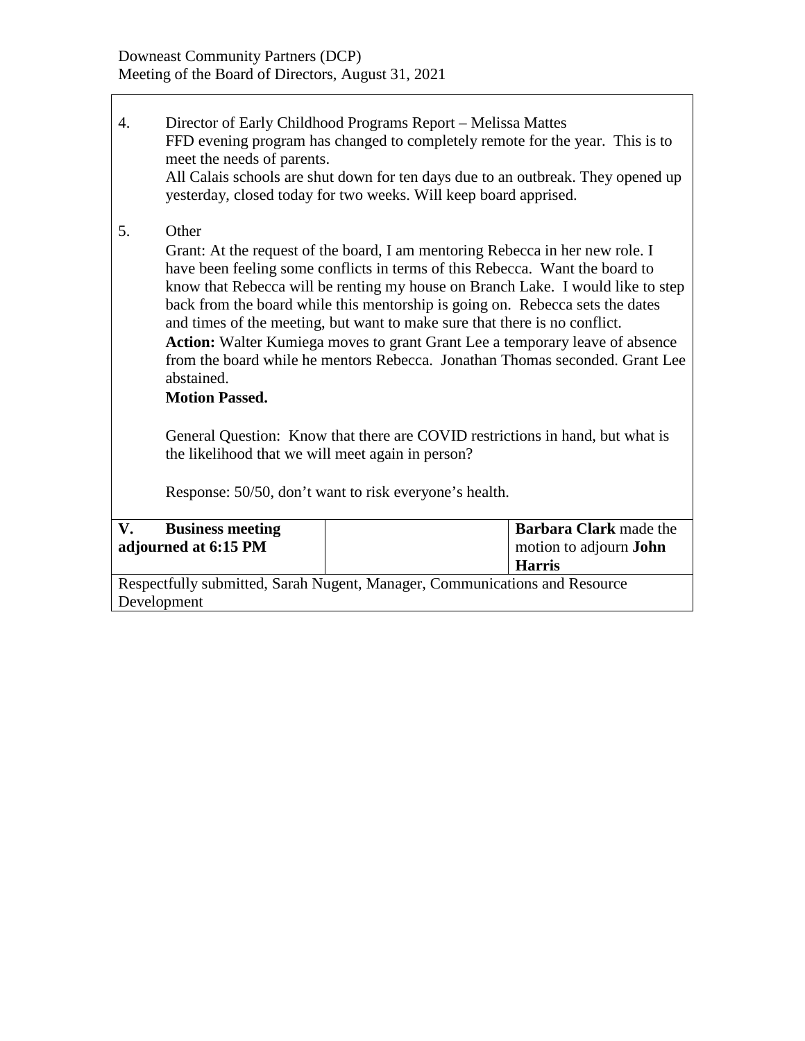4. Director of Early Childhood Programs Report – Melissa Mattes
   FFD evening program has changed to completely remote for the year. This is to meet the needs of parents.
   All Calais schools are shut down for ten days due to an outbreak. They opened up yesterday, closed today for two weeks. Will keep board apprised.

5. Other
   Grant: At the request of the board, I am mentoring Rebecca in her new role. I have been feeling some conflicts in terms of this Rebecca. Want the board to know that Rebecca will be renting my house on Branch Lake. I would like to step back from the board while this mentorship is going on. Rebecca sets the dates and times of the meeting, but want to make sure that there is no conflict.
   **Action:** Walter Kumiega moves to grant Grant Lee a temporary leave of absence from the board while he mentors Rebecca. Jonathan Thomas seconded. Grant Lee abstained.
   **Motion Passed.**

   General Question: Know that there are COVID restrictions in hand, but what is the likelihood that we will meet again in person?

   Response: 50/50, don't want to risk everyone's health.

| | | |
|---|---|---|
| **V. Business meeting adjourned at 6:15 PM** | | **Barbara Clark** made the motion to adjourn **John Harris** |

Respectfully submitted, Sarah Nugent, Manager, Communications and Resource Development